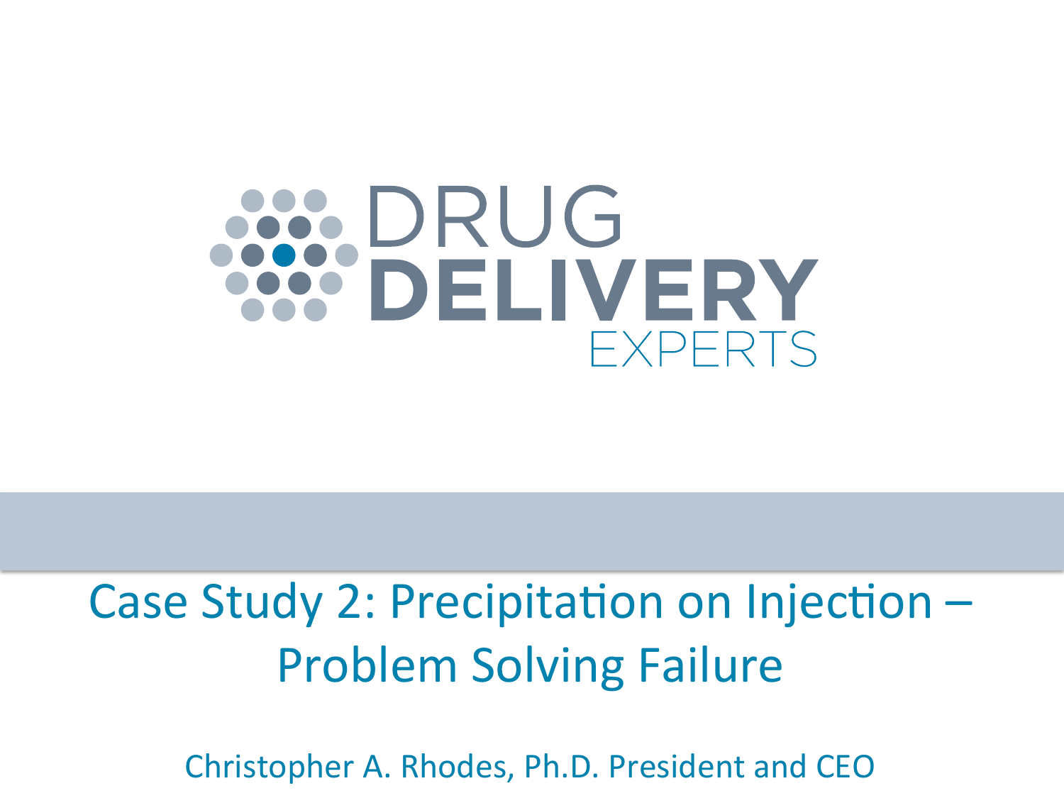DRUG DELIVERY EXPERTS

# Case Study 2: Precipitation on Injection – Problem Solving Failure

Christopher A. Rhodes, Ph.D. President and CEO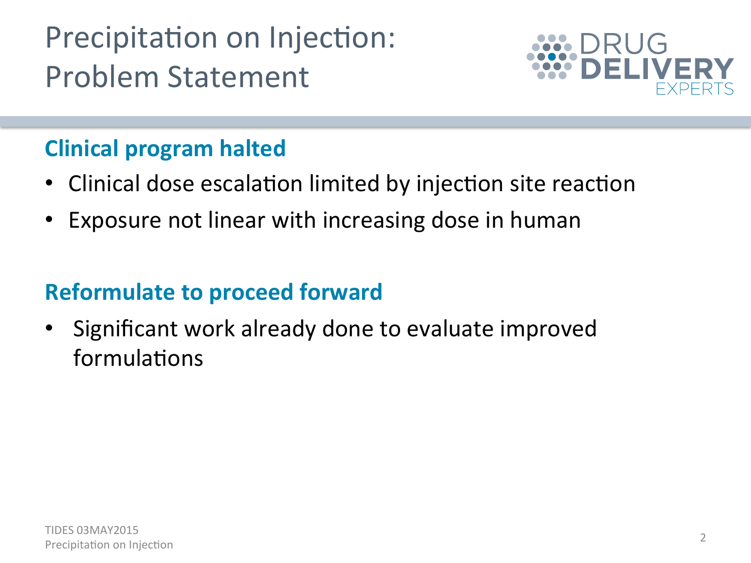# Precipitation on Injection: Problem Statement

### Clinical program halted

- Clinical dose escalation limited by injection site reaction
- Exposure not linear with increasing dose in human

### Reformulate to proceed forward

- Significant work already done to evaluate improved formulations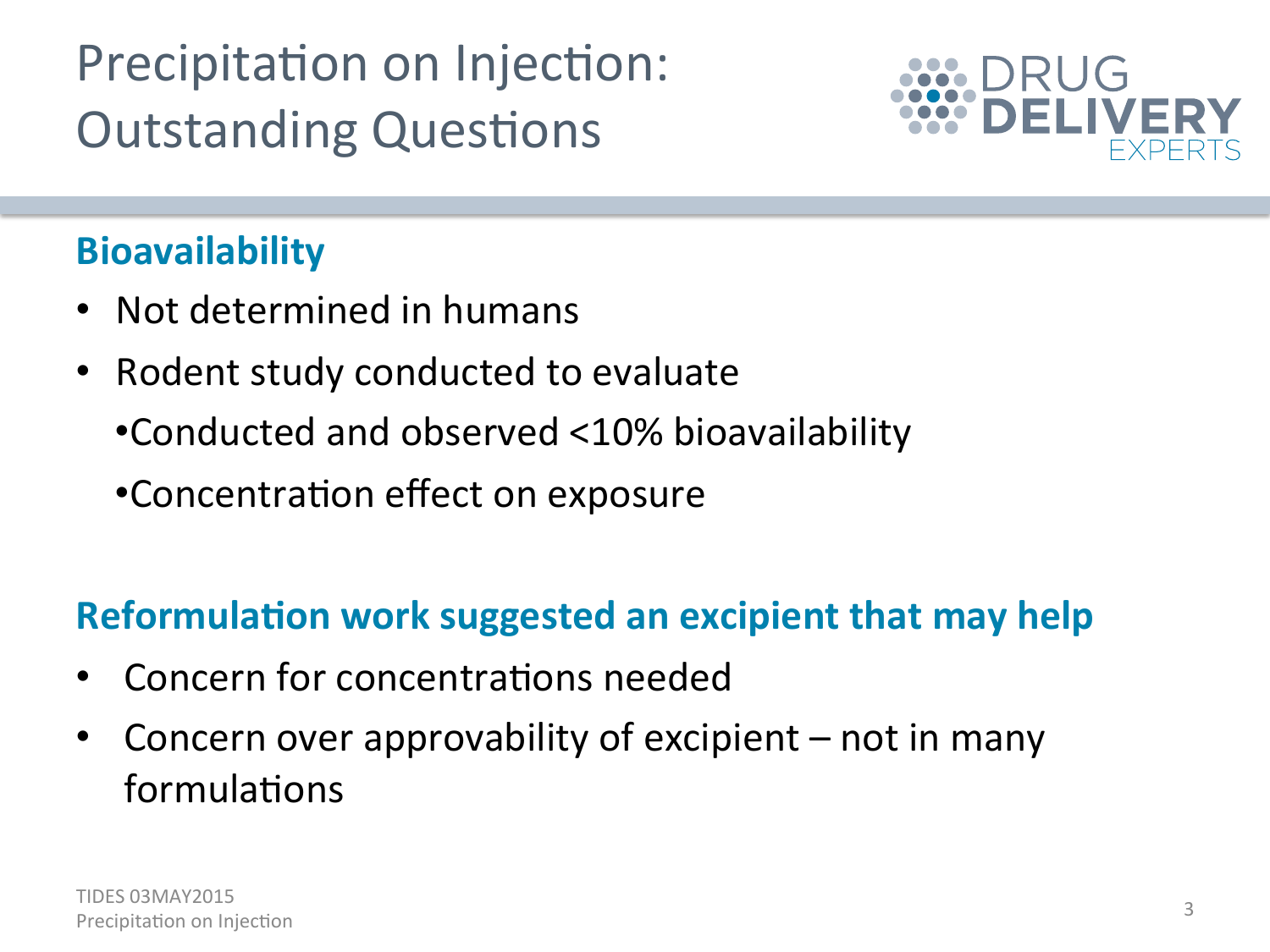# Precipitation on Injection: Outstanding Questions

## Bioavailability

- Not determined in humans
- Rodent study conducted to evaluate
  - Conducted and observed <10% bioavailability
  - Concentration effect on exposure

## Reformulation work suggested an excipient that may help

- Concern for concentrations needed
- Concern over approvability of excipient – not in many formulations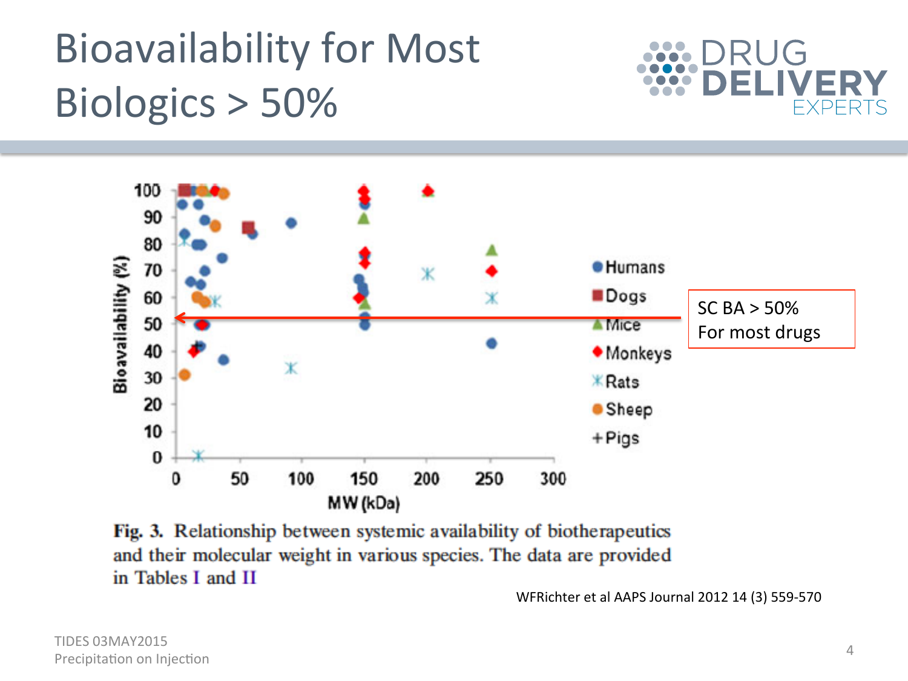# Bioavailability for Most Biologics > 50%

DRUG DELIVERY EXPERTS

Bioavailability (%)

100
90
80
70
60
50
40
30
20
10
0

0 50 100 150 200 250 300

MW (kDa)

Humans
Dogs
Mice
Monkeys
Rats
Sheep
Pigs

SC BA > 50%
For most drugs

**Fig. 3.** Relationship between systemic availability of biotherapeutics and their molecular weight in various species. The data are provided in Tables I and II

WFRichter et al AAPS Journal 2012 14 (3) 559-570

TIDES 03MAY2015
Precipitation on Injection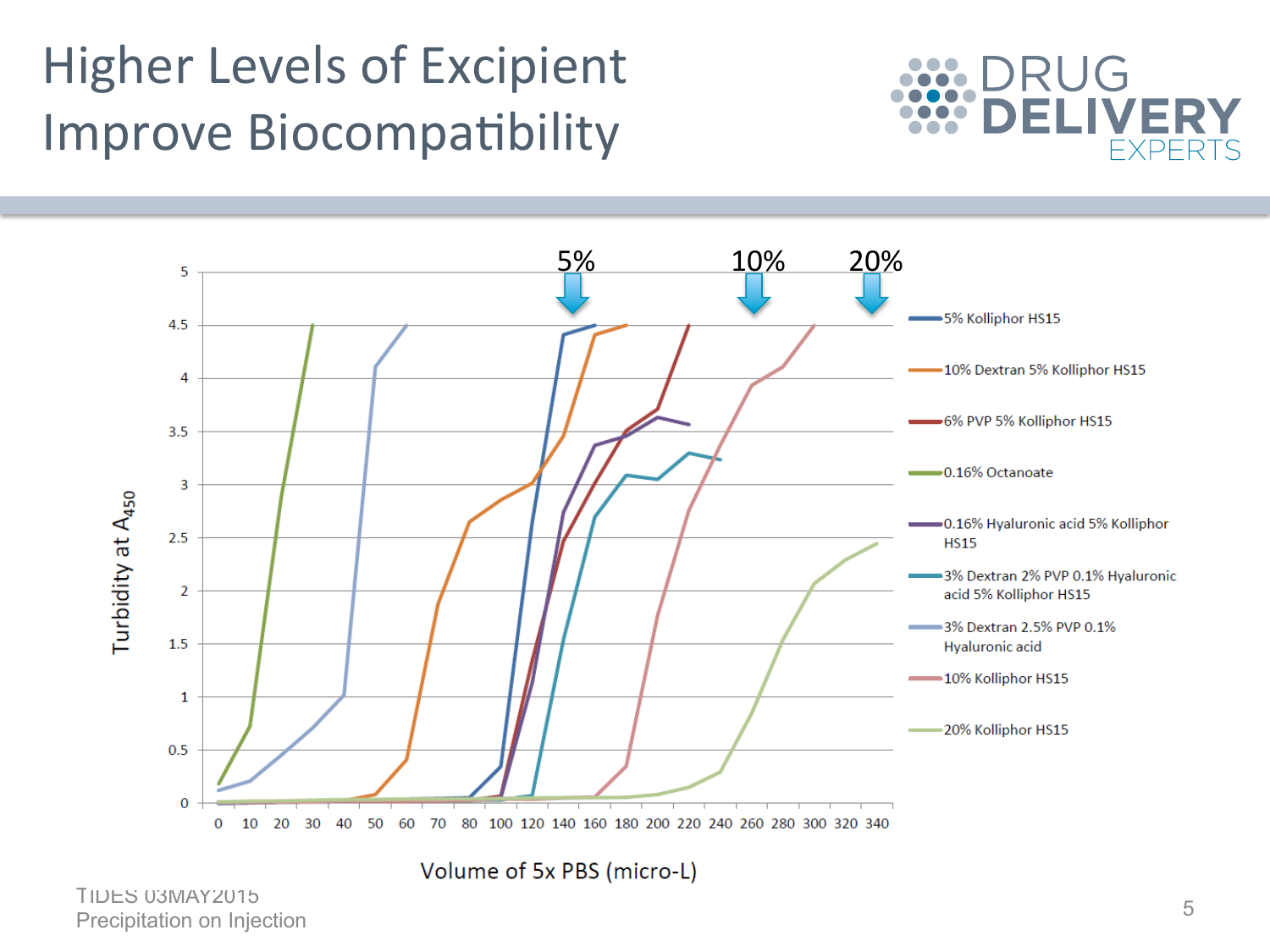# Higher Levels of Excipient Improve Biocompatibility

DRUG DELIVERY EXPERTS

5%

10%

20%

Turbidity at $A_{450}$

5

4.5

4

3.5

3

2.5

2

1.5

1

0.5

0

0 10 20 30 40 50 60 70 80 100 120 140 160 180 200 220 240 260 280 300 320 340

Volume of 5x PBS (micro-L)

- 5% Kolliphor HS15
- 10% Dextran 5% Kolliphor HS15
- 6% PVP 5% Kolliphor HS15
- 0.16% Octanoate
- 0.16% Hyaluronic acid 5% Kolliphor HS15
- 3% Dextran 2% PVP 0.1% Hyaluronic acid 5% Kolliphor HS15
- 3% Dextran 2.5% PVP 0.1% Hyaluronic acid
- 10% Kolliphor HS15
- 20% Kolliphor HS15

TIDES 03MAY2015
Precipitation on Injection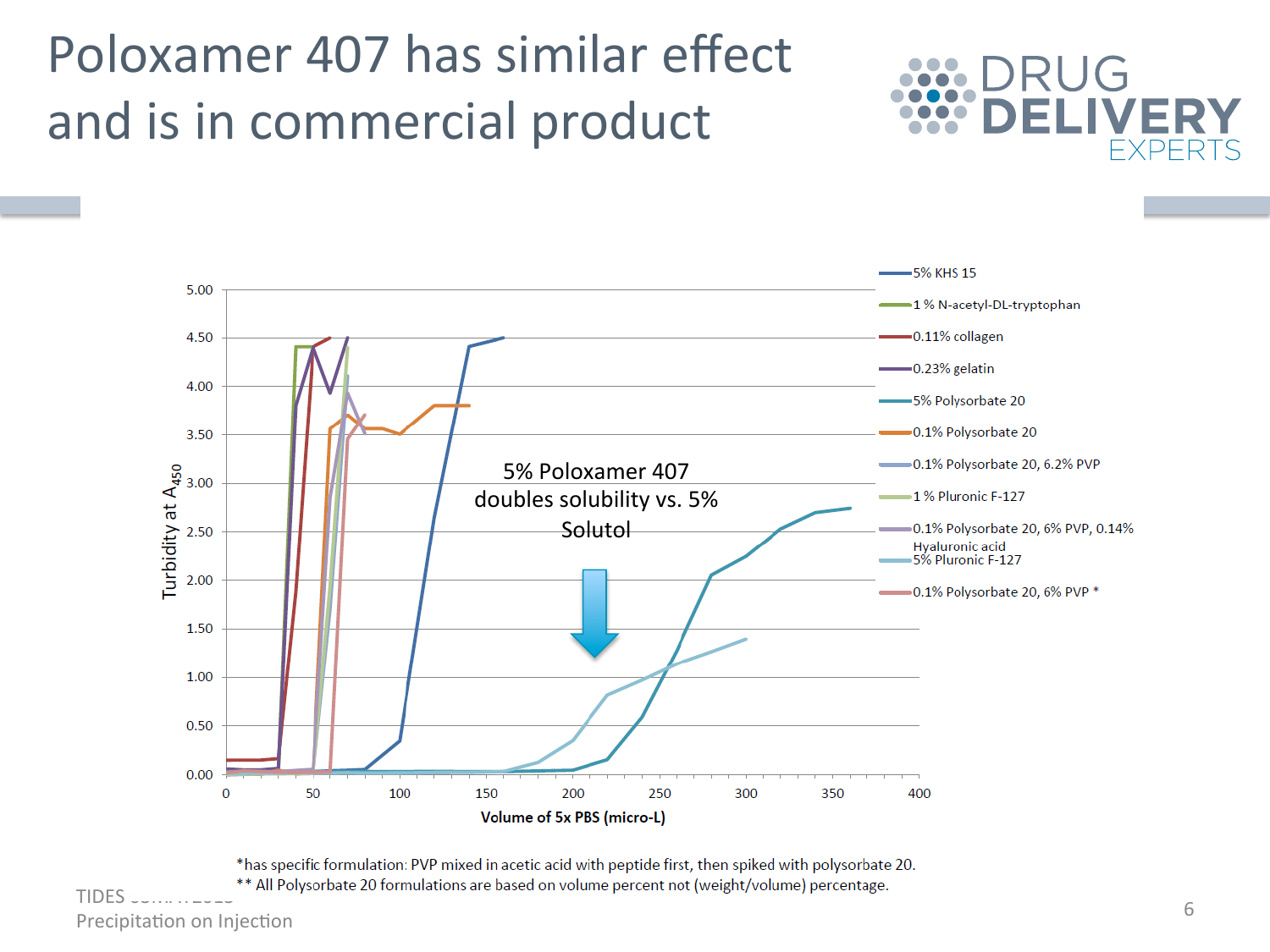# Poloxamer 407 has similar effect and is in commercial product

5% Poloxamer 407 doubles solubility vs. 5% Solutol

Turbidity at $A_{450}$

Volume of 5x PBS (micro-L)

- 5% KHS 15
- 1 % N-acetyl-DL-tryptophan
- 0.11% collagen
- 0.23% gelatin
- 5% Polysorbate 20
- 0.1% Polysorbate 20
- 0.1% Polysorbate 20, 6.2% PVP
- 1 % Pluronic F-127
- 0.1% Polysorbate 20, 6% PVP, 0.14% Hyaluronic acid
- 5% Pluronic F-127
- 0.1% Polysorbate 20, 6% PVP *

*has specific formulation: PVP mixed in acetic acid with peptide first, then spiked with polysorbate 20.
** All Polysorbate 20 formulations are based on volume percent not (weight/volume) percentage.

Precipitation on Injection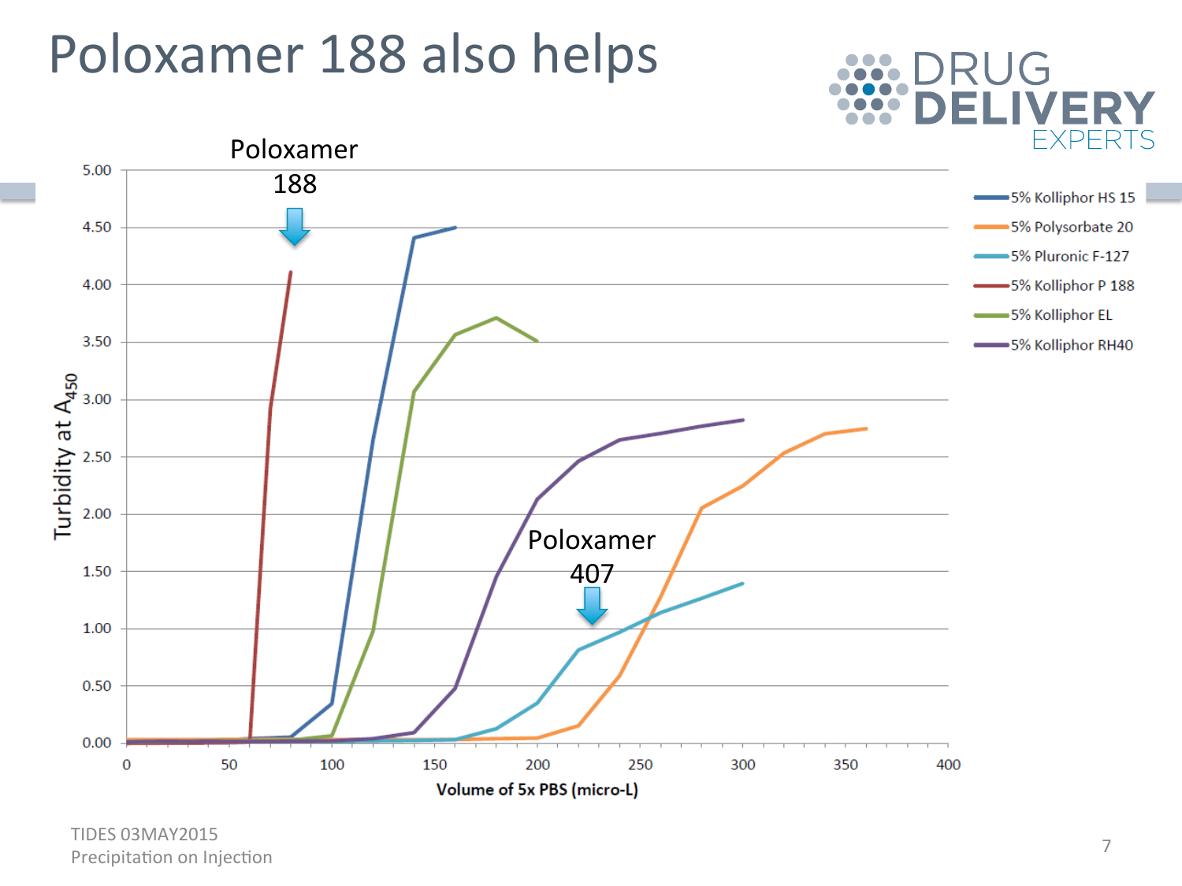# Poloxamer 188 also helps

Poloxamer 188

Poloxamer 407

Turbidity at $A_{450}$

Volume of 5x PBS (micro-L)

- 5% Kolliphor HS 15
- 5% Polysorbate 20
- 5% Pluronic F-127
- 5% Kolliphor P 188
- 5% Kolliphor EL
- 5% Kolliphor RH40

TIDES 03MAY2015
Precipitation on Injection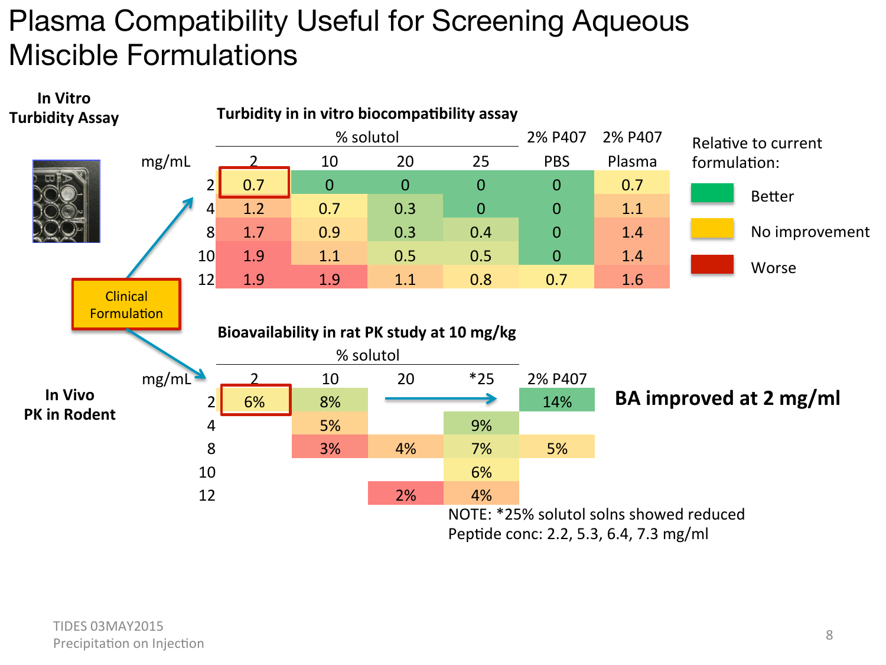# Plasma Compatibility Useful for Screening Aqueous Miscible Formulations

**In Vitro Turbidity Assay**

**Turbidity in in vitro biocompatibility assay**

| mg/mL | % solutol 2 | % solutol 10 | % solutol 20 | % solutol 25 | 2% P407 PBS | 2% P407 Plasma |
|---|---|---|---|---|---|---|
| 2 | 0.7 | 0 | 0 | 0 | 0 | 0.7 |
| 4 | 1.2 | 0.7 | 0.3 | 0 | 0 | 1.1 |
| 8 | 1.7 | 0.9 | 0.3 | 0.4 | 0 | 1.4 |
| 10 | 1.9 | 1.1 | 0.5 | 0.5 | 0 | 1.4 |
| 12 | 1.9 | 1.9 | 1.1 | 0.8 | 0.7 | 1.6 |

Relative to current formulation:

- Better
- No improvement
- Worse

Clinical Formulation

**In Vivo PK in Rodent**

**Bioavailability in rat PK study at 10 mg/kg**

| mg/mL | % solutol 2 | % solutol 10 | % solutol 20 | % solutol *25 | 2% P407 |
|---|---|---|---|---|---|
| 2 | 6% | 8% | | | 14% |
| 4 | | 5% | | 9% | |
| 8 | | 3% | 4% | 7% | 5% |
| 10 | | | | 6% | |
| 12 | | | 2% | 4% | |

**BA improved at 2 mg/ml**

NOTE: *25% solutol solns showed reduced Peptide conc: 2.2, 5.3, 6.4, 7.3 mg/ml

TIDES 03MAY2015
Precipitation on Injection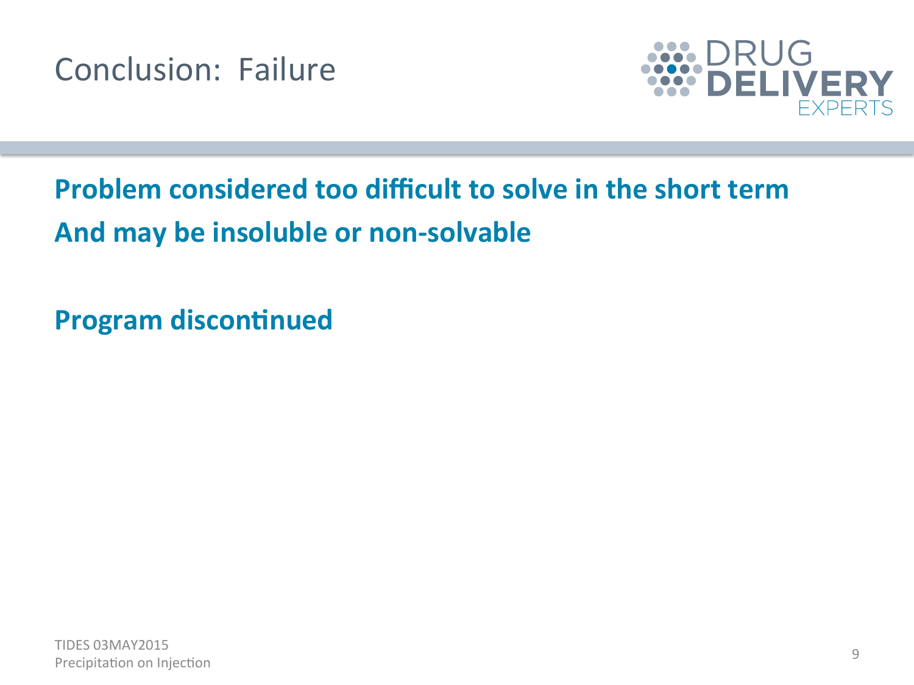# Conclusion: Failure

**Problem considered too difficult to solve in the short term**

**And may be insoluble or non-solvable**

**Program discontinued**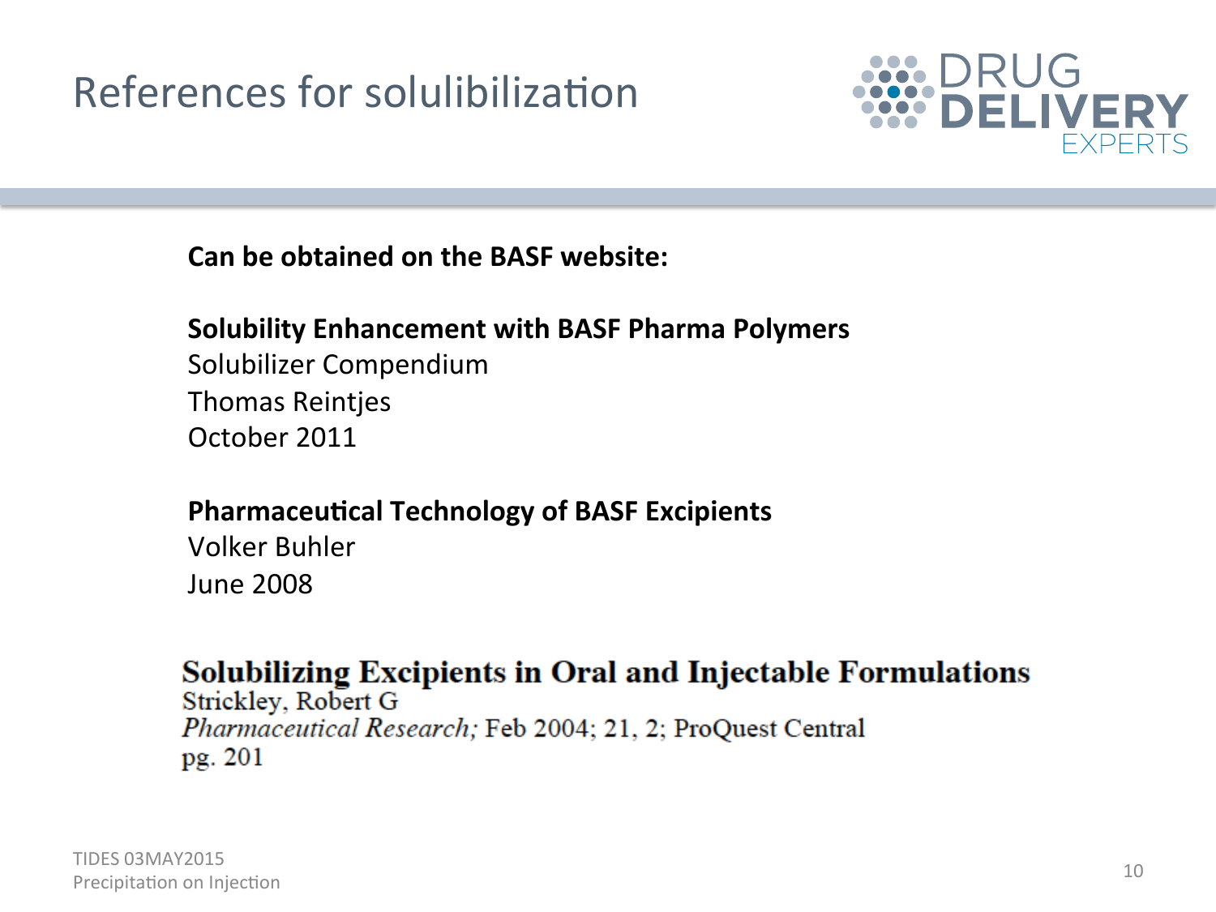# References for solulibilization

**Can be obtained on the BASF website:**

**Solubility Enhancement with BASF Pharma Polymers**
Solubilizer Compendium
Thomas Reintjes
October 2011

**Pharmaceutical Technology of BASF Excipients**
Volker Buhler
June 2008

**Solubilizing Excipients in Oral and Injectable Formulations**
Strickley, Robert G
*Pharmaceutical Research;* Feb 2004; 21, 2; ProQuest Central
pg. 201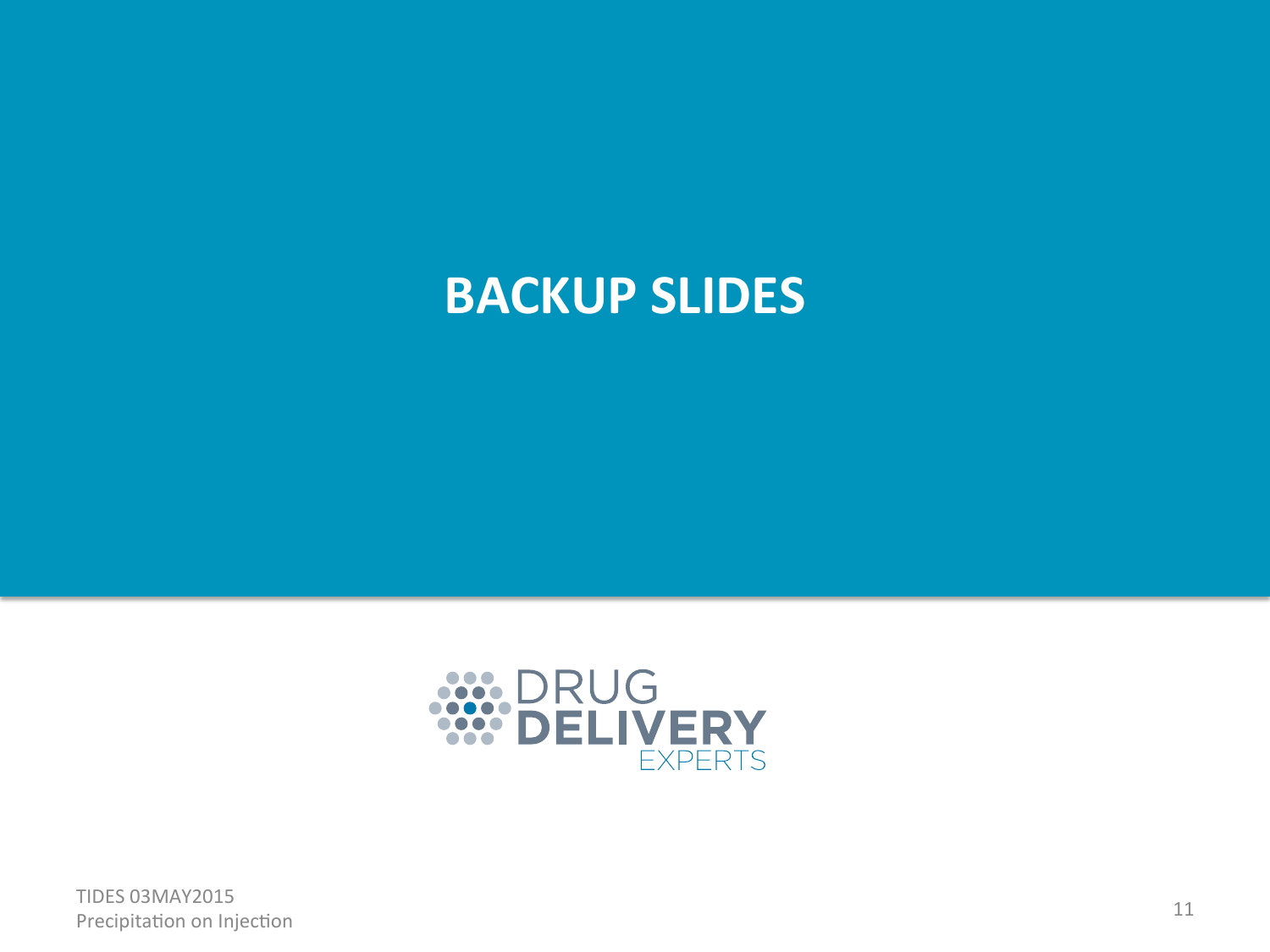# BACKUP SLIDES

DRUG DELIVERY EXPERTS